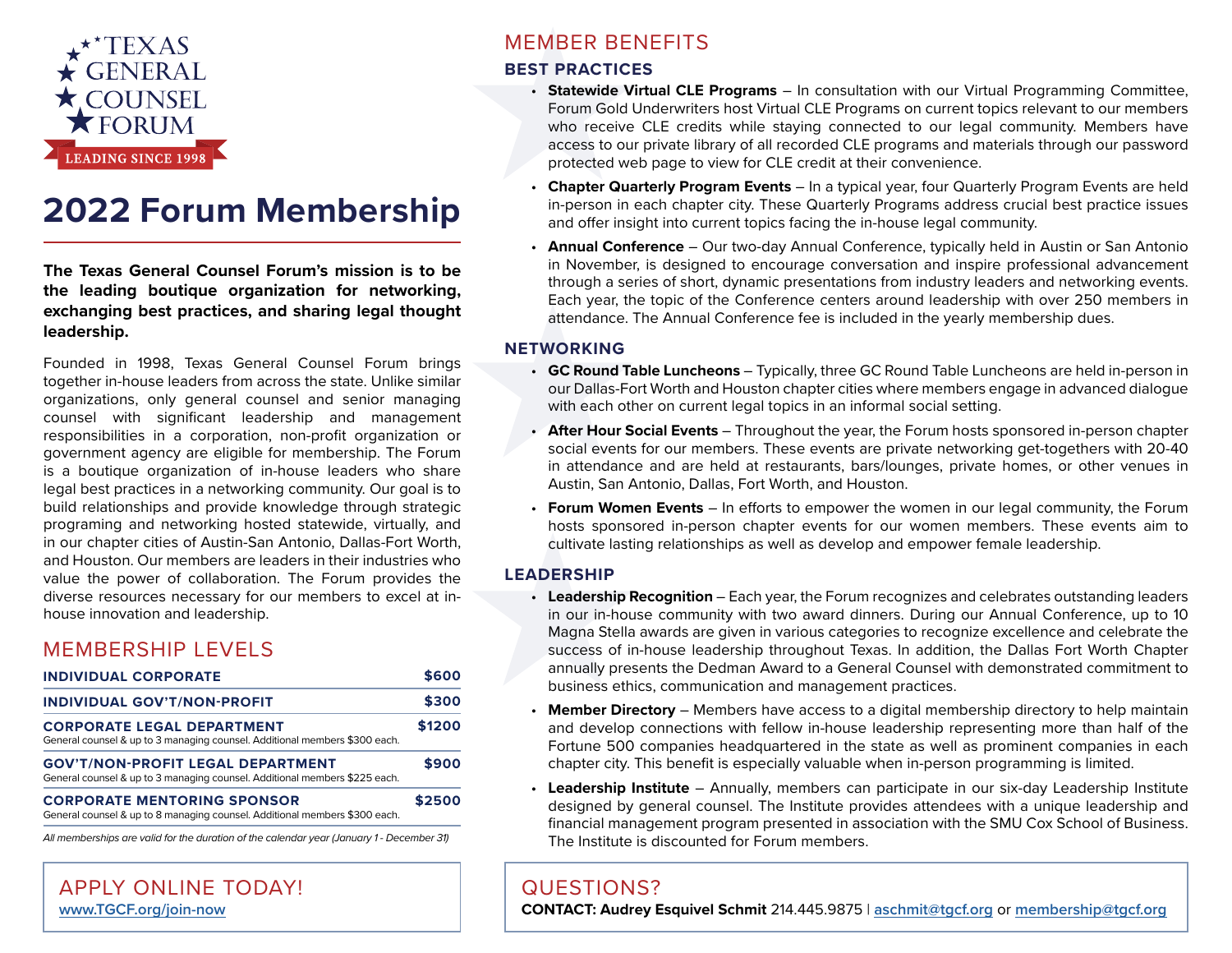TEXAS GENERAL COUNSEL FORUM

LEADING SINCE 1998

# 2022 Forum Membership

**The Texas General Counsel Forum's mission is to be the leading boutique organization for networking, exchanging best practices, and sharing legal thought leadership.**

Founded in 1998, Texas General Counsel Forum brings together in-house leaders from across the state. Unlike similar organizations, only general counsel and senior managing counsel with significant leadership and management responsibilities in a corporation, non-profit organization or government agency are eligible for membership. The Forum is a boutique organization of in-house leaders who share legal best practices in a networking community. Our goal is to build relationships and provide knowledge through strategic programing and networking hosted statewide, virtually, and in our chapter cities of Austin-San Antonio, Dallas-Fort Worth, and Houston. Our members are leaders in their industries who value the power of collaboration. The Forum provides the diverse resources necessary for our members to excel at in-house innovation and leadership.

## MEMBERSHIP LEVELS

| Membership Level | Price |
| --- | --- |
| **INDIVIDUAL CORPORATE** | **$600** |
| **INDIVIDUAL GOV'T/NON-PROFIT** | **$300** |
| **CORPORATE LEGAL DEPARTMENT**<br>General counsel & up to 3 managing counsel. Additional members $300 each. | **$1200** |
| **GOV'T/NON-PROFIT LEGAL DEPARTMENT**<br>General counsel & up to 3 managing counsel. Additional members $225 each. | **$900** |
| **CORPORATE MENTORING SPONSOR**<br>General counsel & up to 8 managing counsel. Additional members $300 each. | **$2500** |

*All memberships are valid for the duration of the calendar year (January 1 - December 31)*

## APPLY ONLINE TODAY!

www.TGCF.org/join-now

## MEMBER BENEFITS

### BEST PRACTICES

- **Statewide Virtual CLE Programs** – In consultation with our Virtual Programming Committee, Forum Gold Underwriters host Virtual CLE Programs on current topics relevant to our members who receive CLE credits while staying connected to our legal community. Members have access to our private library of all recorded CLE programs and materials through our password protected web page to view for CLE credit at their convenience.
- **Chapter Quarterly Program Events** – In a typical year, four Quarterly Program Events are held in-person in each chapter city. These Quarterly Programs address crucial best practice issues and offer insight into current topics facing the in-house legal community.
- **Annual Conference** – Our two-day Annual Conference, typically held in Austin or San Antonio in November, is designed to encourage conversation and inspire professional advancement through a series of short, dynamic presentations from industry leaders and networking events. Each year, the topic of the Conference centers around leadership with over 250 members in attendance. The Annual Conference fee is included in the yearly membership dues.

### NETWORKING

- **GC Round Table Luncheons** – Typically, three GC Round Table Luncheons are held in-person in our Dallas-Fort Worth and Houston chapter cities where members engage in advanced dialogue with each other on current legal topics in an informal social setting.
- **After Hour Social Events** – Throughout the year, the Forum hosts sponsored in-person chapter social events for our members. These events are private networking get-togethers with 20-40 in attendance and are held at restaurants, bars/lounges, private homes, or other venues in Austin, San Antonio, Dallas, Fort Worth, and Houston.
- **Forum Women Events** – In efforts to empower the women in our legal community, the Forum hosts sponsored in-person chapter events for our women members. These events aim to cultivate lasting relationships as well as develop and empower female leadership.

### LEADERSHIP

- **Leadership Recognition** – Each year, the Forum recognizes and celebrates outstanding leaders in our in-house community with two award dinners. During our Annual Conference, up to 10 Magna Stella awards are given in various categories to recognize excellence and celebrate the success of in-house leadership throughout Texas. In addition, the Dallas Fort Worth Chapter annually presents the Dedman Award to a General Counsel with demonstrated commitment to business ethics, communication and management practices.
- **Member Directory** – Members have access to a digital membership directory to help maintain and develop connections with fellow in-house leadership representing more than half of the Fortune 500 companies headquartered in the state as well as prominent companies in each chapter city. This benefit is especially valuable when in-person programming is limited.
- **Leadership Institute** – Annually, members can participate in our six-day Leadership Institute designed by general counsel. The Institute provides attendees with a unique leadership and financial management program presented in association with the SMU Cox School of Business. The Institute is discounted for Forum members.

## QUESTIONS?

**CONTACT: Audrey Esquivel Schmit** 214.445.9875 | aschmit@tgcf.org or membership@tgcf.org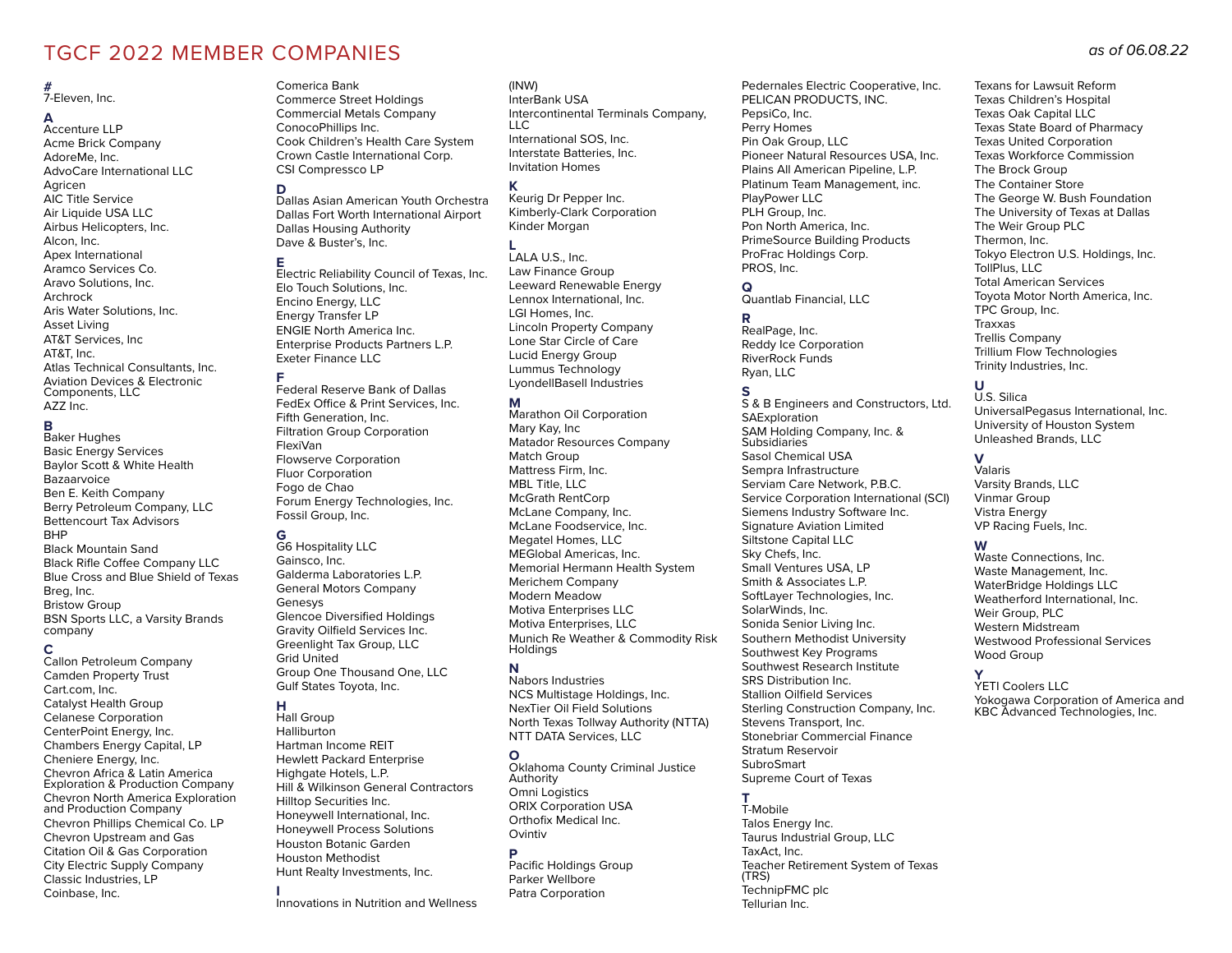# TGCF 2022 MEMBER COMPANIES

*as of 06.08.22*

**#**

7-Eleven, Inc.

**A**

Accenture LLP
Acme Brick Company
AdoreMe, Inc.
AdvoCare International LLC
Agricen
AIC Title Service
Air Liquide USA LLC
Airbus Helicopters, Inc.
Alcon, Inc.
Apex International
Aramco Services Co.
Aravo Solutions, Inc.
Archrock
Aris Water Solutions, Inc.
Asset Living
AT&T Services, Inc
AT&T, Inc.
Atlas Technical Consultants, Inc.
Aviation Devices & Electronic Components, LLC
AZZ Inc.

**B**

Baker Hughes
Basic Energy Services
Baylor Scott & White Health
Bazaarvoice
Ben E. Keith Company
Berry Petroleum Company, LLC
Bettencourt Tax Advisors
BHP
Black Mountain Sand
Black Rifle Coffee Company LLC
Blue Cross and Blue Shield of Texas
Breg, Inc.
Bristow Group
BSN Sports LLC, a Varsity Brands company

**C**

Callon Petroleum Company
Camden Property Trust
Cart.com, Inc.
Catalyst Health Group
Celanese Corporation
CenterPoint Energy, Inc.
Chambers Energy Capital, LP
Cheniere Energy, Inc.
Chevron Africa & Latin America Exploration & Production Company
Chevron North America Exploration and Production Company
Chevron Phillips Chemical Co. LP
Chevron Upstream and Gas
Citation Oil & Gas Corporation
City Electric Supply Company
Classic Industries, LP
Coinbase, Inc.
Comerica Bank
Commerce Street Holdings
Commercial Metals Company
ConocoPhillips Inc.
Cook Children's Health Care System
Crown Castle International Corp.
CSI Compressco LP

**D**

Dallas Asian American Youth Orchestra
Dallas Fort Worth International Airport
Dallas Housing Authority
Dave & Buster's, Inc.

**E**

Electric Reliability Council of Texas, Inc.
Elo Touch Solutions, Inc.
Encino Energy, LLC
Energy Transfer LP
ENGIE North America Inc.
Enterprise Products Partners L.P.
Exeter Finance LLC

**F**

Federal Reserve Bank of Dallas
FedEx Office & Print Services, Inc.
Fifth Generation, Inc.
Filtration Group Corporation
FlexiVan
Flowserve Corporation
Fluor Corporation
Fogo de Chao
Forum Energy Technologies, Inc.
Fossil Group, Inc.

**G**

G6 Hospitality LLC
Gainsco, Inc.
Galderma Laboratories L.P.
General Motors Company
Genesys
Glencoe Diversified Holdings
Gravity Oilfield Services Inc.
Greenlight Tax Group, LLC
Grid United
Group One Thousand One, LLC
Gulf States Toyota, Inc.

**H**

Hall Group
Halliburton
Hartman Income REIT
Hewlett Packard Enterprise
Highgate Hotels, L.P.
Hill & Wilkinson General Contractors
Hilltop Securities Inc.
Honeywell International, Inc.
Honeywell Process Solutions
Houston Botanic Garden
Houston Methodist
Hunt Realty Investments, Inc.

**I**

Innovations in Nutrition and Wellness (INW)
InterBank USA
Intercontinental Terminals Company, LLC
International SOS, Inc.
Interstate Batteries, Inc.
Invitation Homes

**K**

Keurig Dr Pepper Inc.
Kimberly-Clark Corporation
Kinder Morgan

**L**

LALA U.S., Inc.
Law Finance Group
Leeward Renewable Energy
Lennox International, Inc.
LGI Homes, Inc.
Lincoln Property Company
Lone Star Circle of Care
Lucid Energy Group
Lummus Technology
LyondellBasell Industries

**M**

Marathon Oil Corporation
Mary Kay, Inc
Matador Resources Company
Match Group
Mattress Firm, Inc.
MBL Title, LLC
McGrath RentCorp
McLane Company, Inc.
McLane Foodservice, Inc.
Megatel Homes, LLC
MEGlobal Americas, Inc.
Memorial Hermann Health System
Merichem Company
Modern Meadow
Motiva Enterprises LLC
Motiva Enterprises, LLC
Munich Re Weather & Commodity Risk Holdings

**N**

Nabors Industries
NCS Multistage Holdings, Inc.
NexTier Oil Field Solutions
North Texas Tollway Authority (NTTA)
NTT DATA Services, LLC

**O**

Oklahoma County Criminal Justice Authority
Omni Logistics
ORIX Corporation USA
Orthofix Medical Inc.
Ovintiv

**P**

Pacific Holdings Group
Parker Wellbore
Patra Corporation
Pedernales Electric Cooperative, Inc.
PELICAN PRODUCTS, INC.
PepsiCo, Inc.
Perry Homes
Pin Oak Group, LLC
Pioneer Natural Resources USA, Inc.
Plains All American Pipeline, L.P.
Platinum Team Management, inc.
PlayPower LLC
PLH Group, Inc.
Pon North America, Inc.
PrimeSource Building Products
ProFrac Holdings Corp.
PROS, Inc.

**Q**

Quantlab Financial, LLC

**R**

RealPage, Inc.
Reddy Ice Corporation
RiverRock Funds
Ryan, LLC

**S**

S & B Engineers and Constructors, Ltd.
SAExploration
SAM Holding Company, Inc. & Subsidiaries
Sasol Chemical USA
Sempra Infrastructure
Serviam Care Network, P.B.C.
Service Corporation International (SCI)
Siemens Industry Software Inc.
Signature Aviation Limited
Siltstone Capital LLC
Sky Chefs, Inc.
Small Ventures USA, LP
Smith & Associates L.P.
SoftLayer Technologies, Inc.
SolarWinds, Inc.
Sonida Senior Living Inc.
Southern Methodist University
Southwest Key Programs
Southwest Research Institute
SRS Distribution Inc.
Stallion Oilfield Services
Sterling Construction Company, Inc.
Stevens Transport, Inc.
Stonebriar Commercial Finance
Stratum Reservoir
SubroSmart
Supreme Court of Texas

**T**

T-Mobile
Talos Energy Inc.
Taurus Industrial Group, LLC
TaxAct, Inc.
Teacher Retirement System of Texas (TRS)
TechnipFMC plc
Tellurian Inc.
Texans for Lawsuit Reform
Texas Children's Hospital
Texas Oak Capital LLC
Texas State Board of Pharmacy
Texas United Corporation
Texas Workforce Commission
The Brock Group
The Container Store
The George W. Bush Foundation
The University of Texas at Dallas
The Weir Group PLC
Thermon, Inc.
Tokyo Electron U.S. Holdings, Inc.
TollPlus, LLC
Total American Services
Toyota Motor North America, Inc.
TPC Group, Inc.
Traxxas
Trellis Company
Trillium Flow Technologies
Trinity Industries, Inc.

**U**

U.S. Silica
UniversalPegasus International, Inc.
University of Houston System
Unleashed Brands, LLC

**V**

Valaris
Varsity Brands, LLC
Vinmar Group
Vistra Energy
VP Racing Fuels, Inc.

**W**

Waste Connections, Inc.
Waste Management, Inc.
WaterBridge Holdings LLC
Weatherford International, Inc.
Weir Group, PLC
Western Midstream
Westwood Professional Services
Wood Group

**Y**

YETI Coolers LLC
Yokogawa Corporation of America and KBC Advanced Technologies, Inc.